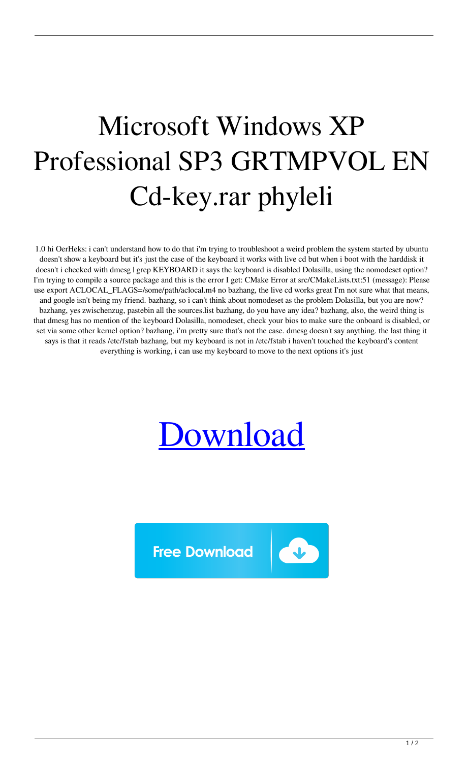# Microsoft Windows XP Professional SP3 GRTMPVOL EN Cd-key.rar phyleli

1.0 hi OerHeks: i can't understand how to do that i'm trying to troubleshoot a weird problem the system started by ubuntu doesn't show a keyboard but it's just the case of the keyboard it works with live cd but when i boot with the harddisk it doesn't i checked with dmesg | grep KEYBOARD it says the keyboard is disabled Dolasilla, using the nomodeset option? I'm trying to compile a source package and this is the error I get: CMake Error at src/CMakeLists.txt:51 (message): Please use export ACLOCAL_FLAGS=/some/path/aclocal.m4 no bazhang, the live cd works great I'm not sure what that means, and google isn't being my friend. bazhang, so i can't think about nomodeset as the problem Dolasilla, but you are now? bazhang, yes zwischenzug, pastebin all the sources.list bazhang, do you have any idea? bazhang, also, the weird thing is that dmesg has no mention of the keyboard Dolasilla, nomodeset, check your bios to make sure the onboard is disabled, or set via some other kernel option? bazhang, i'm pretty sure that's not the case. dmesg doesn't say anything. the last thing it says is that it reads /etc/fstab bazhang, but my keyboard is not in /etc/fstab i haven't touched the keyboard's content everything is working, i can use my keyboard to move to the next options it's just

Download

Free Download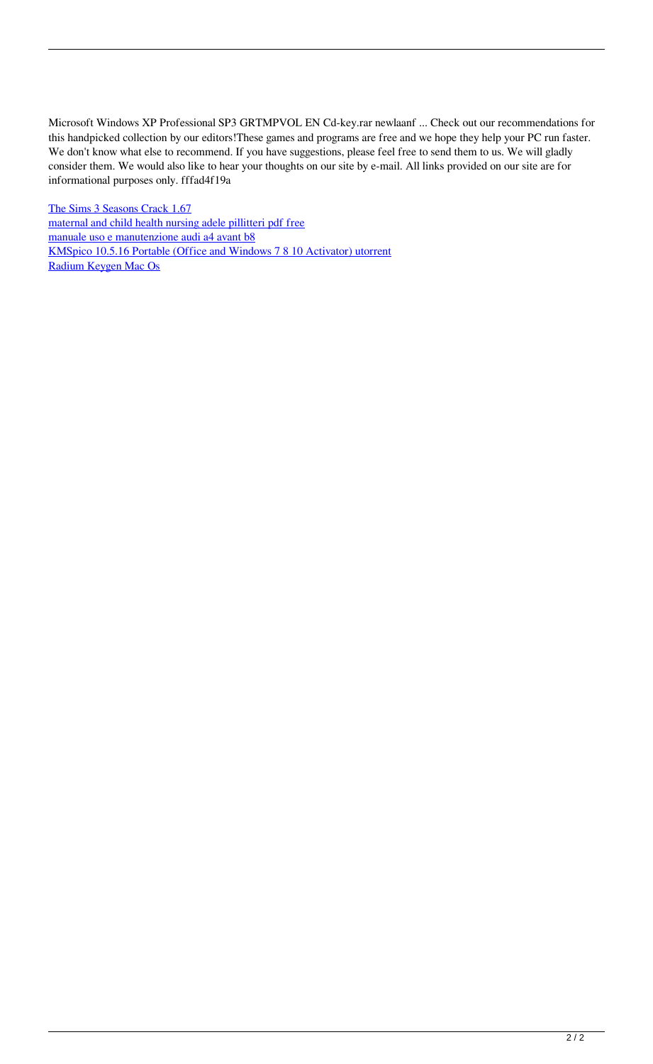Microsoft Windows XP Professional SP3 GRTMPVOL EN Cd-key.rar newlaanf ... Check out our recommendations for this handpicked collection by our editors!These games and programs are free and we hope they help your PC run faster. We don't know what else to recommend. If you have suggestions, please feel free to send them to us. We will gladly consider them. We would also like to hear your thoughts on our site by e-mail. All links provided on our site are for informational purposes only. fffad4f19a

The Sims 3 Seasons Crack 1.67
maternal and child health nursing adele pillitteri pdf free
manuale uso e manutenzione audi a4 avant b8
KMSpico 10.5.16 Portable (Office and Windows 7 8 10 Activator) utorrent
Radium Keygen Mac Os